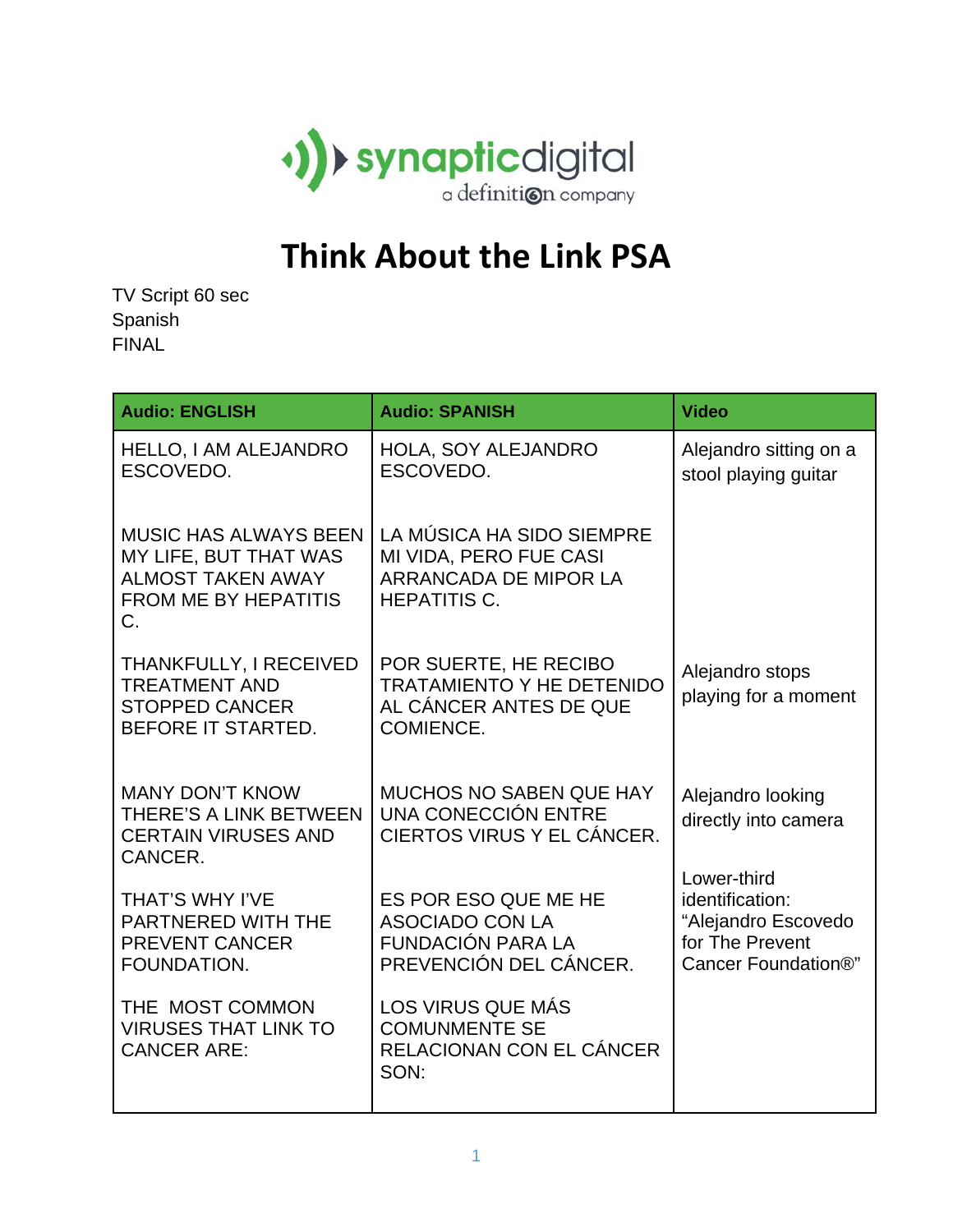synapticdigital
a definition company

# Think About the Link PSA

TV Script 60 sec
Spanish
FINAL

| Audio: ENGLISH | Audio: SPANISH | Video |
|---|---|---|
| HELLO, I AM ALEJANDRO ESCOVEDO. | HOLA, SOY ALEJANDRO ESCOVEDO. | Alejandro sitting on a stool playing guitar |
| MUSIC HAS ALWAYS BEEN MY LIFE, BUT THAT WAS ALMOST TAKEN AWAY FROM ME BY HEPATITIS C. | LA MÚSICA HA SIDO SIEMPRE MI VIDA, PERO FUE CASI ARRANCADA DE MIPOR LA HEPATITIS C. | |
| THANKFULLY, I RECEIVED TREATMENT AND STOPPED CANCER BEFORE IT STARTED. | POR SUERTE, HE RECIBO TRATAMIENTO Y HE DETENIDO AL CÁNCER ANTES DE QUE COMIENCE. | Alejandro stops playing for a moment |
| MANY DON'T KNOW THERE'S A LINK BETWEEN CERTAIN VIRUSES AND CANCER. | MUCHOS NO SABEN QUE HAY UNA CONECCIÓN ENTRE CIERTOS VIRUS Y EL CÁNCER. | Alejandro looking directly into camera |
| THAT'S WHY I'VE PARTNERED WITH THE PREVENT CANCER FOUNDATION. | ES POR ESO QUE ME HE ASOCIADO CON LA FUNDACIÓN PARA LA PREVENCIÓN DEL CÁNCER. | Lower-third identification: "Alejandro Escovedo for The Prevent Cancer Foundation®" |
| THE MOST COMMON VIRUSES THAT LINK TO CANCER ARE: | LOS VIRUS QUE MÁS COMUNMENTE SE RELACIONAN CON EL CÁNCER SON: | |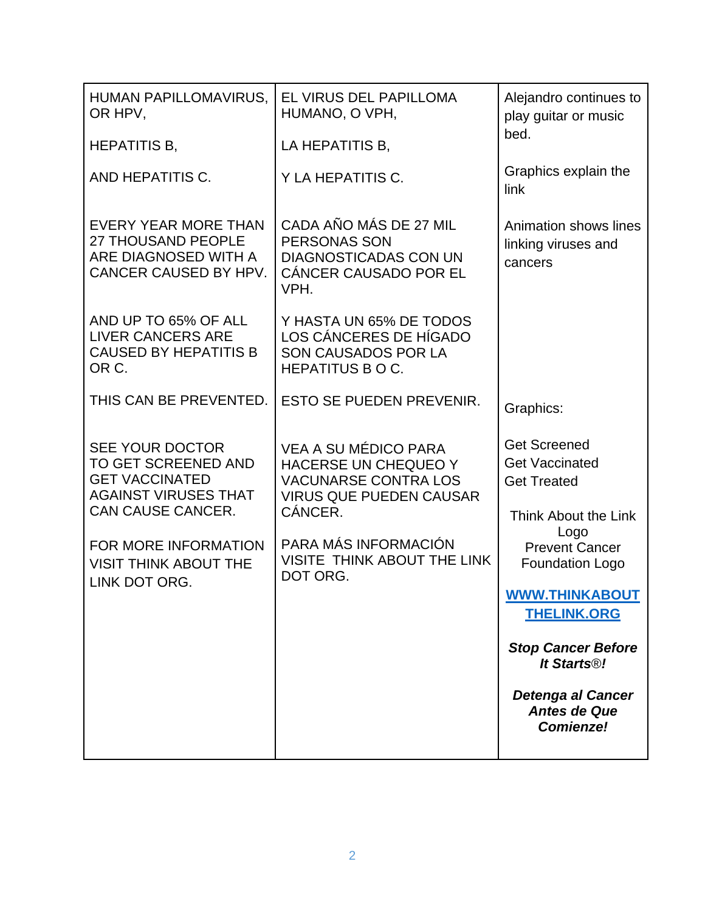| | | |
|---|---|---|
| HUMAN PAPILLOMAVIRUS, OR HPV,<br><br>HEPATITIS B,<br><br>AND HEPATITIS C. | EL VIRUS DEL PAPILLOMA HUMANO, O VPH,<br><br>LA HEPATITIS B,<br><br>Y LA HEPATITIS C. | Alejandro continues to play guitar or music bed.<br><br>Graphics explain the link |
| EVERY YEAR MORE THAN 27 THOUSAND PEOPLE ARE DIAGNOSED WITH A CANCER CAUSED BY HPV.<br><br>AND UP TO 65% OF ALL LIVER CANCERS ARE CAUSED BY HEPATITIS B OR C. | CADA AÑO MÁS DE 27 MIL PERSONAS SON DIAGNOSTICADAS CON UN CÁNCER CAUSADO POR EL VPH.<br><br>Y HASTA UN 65% DE TODOS LOS CÁNCERES DE HÍGADO SON CAUSADOS POR LA HEPATITUS B O C. | Animation shows lines linking viruses and cancers |
| THIS CAN BE PREVENTED.<br><br>SEE YOUR DOCTOR TO GET SCREENED AND GET VACCINATED AGAINST VIRUSES THAT CAN CAUSE CANCER.<br><br>FOR MORE INFORMATION VISIT THINK ABOUT THE LINK DOT ORG. | ESTO SE PUEDEN PREVENIR.<br><br>VEA A SU MÉDICO PARA HACERSE UN CHEQUEO Y VACUNARSE CONTRA LOS VIRUS QUE PUEDEN CAUSAR CÁNCER.<br><br>PARA MÁS INFORMACIÓN VISITE THINK ABOUT THE LINK DOT ORG. | Graphics:<br><br>Get Screened<br>Get Vaccinated<br>Get Treated<br><br>Think About the Link Logo<br>Prevent Cancer Foundation Logo<br><br>[WWW.THINKABOUTTHELINK.ORG](http://www.thinkaboutthelink.org)<br><br>***Stop Cancer Before It Starts®!***<br><br>***Detenga al Cancer Antes de Que Comienze!*** |